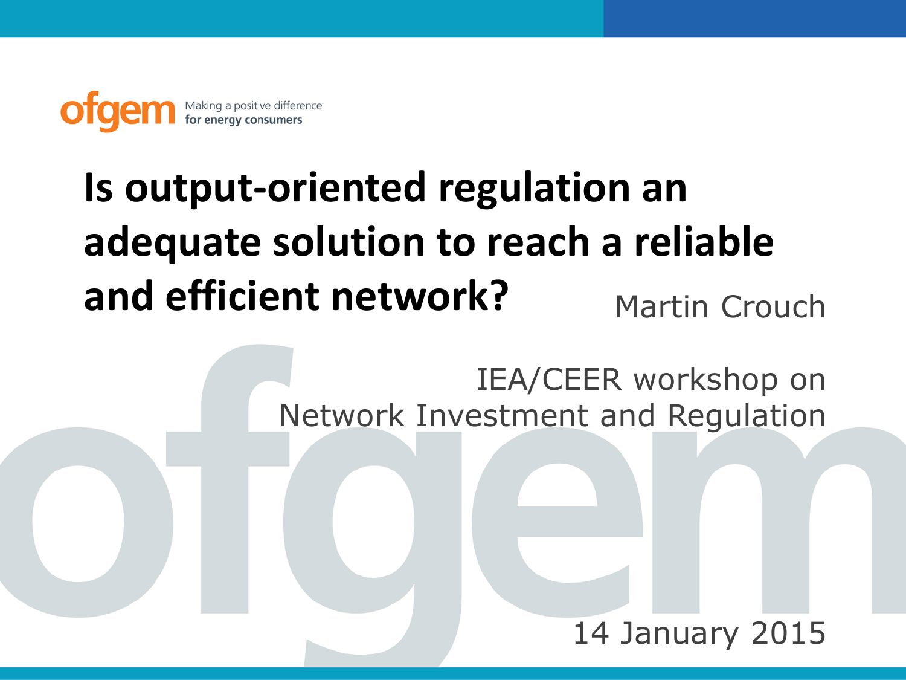ofgem Making a positive difference for energy consumers

# Is output-oriented regulation an adequate solution to reach a reliable and efficient network?

Martin Crouch

IEA/CEER workshop on Network Investment and Regulation

14 January 2015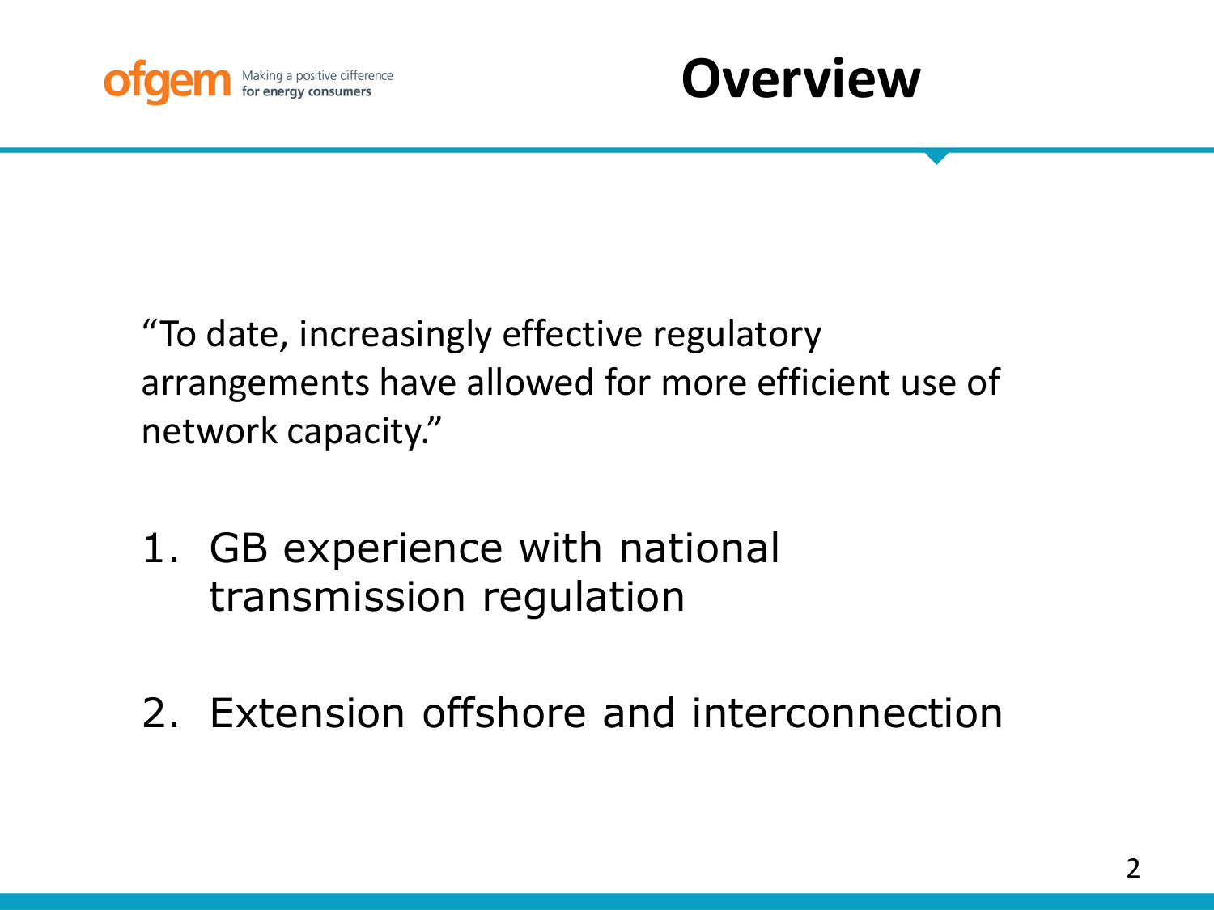# Overview

"To date, increasingly effective regulatory arrangements have allowed for more efficient use of network capacity."

1. GB experience with national transmission regulation
2. Extension offshore and interconnection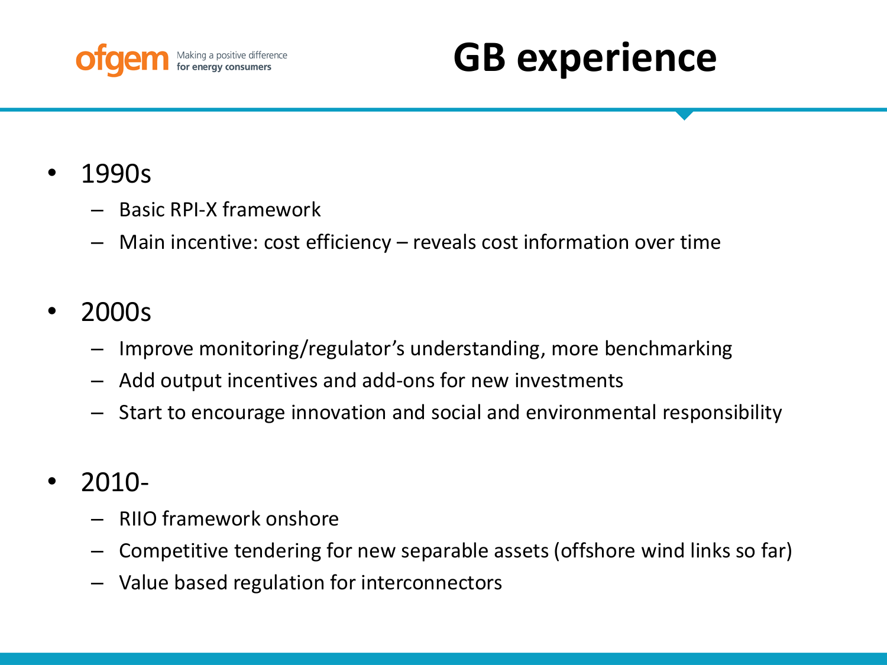# GB experience

- 1990s
  - Basic RPI-X framework
  - Main incentive: cost efficiency – reveals cost information over time
- 2000s
  - Improve monitoring/regulator's understanding, more benchmarking
  - Add output incentives and add-ons for new investments
  - Start to encourage innovation and social and environmental responsibility
- 2010-
  - RIIO framework onshore
  - Competitive tendering for new separable assets (offshore wind links so far)
  - Value based regulation for interconnectors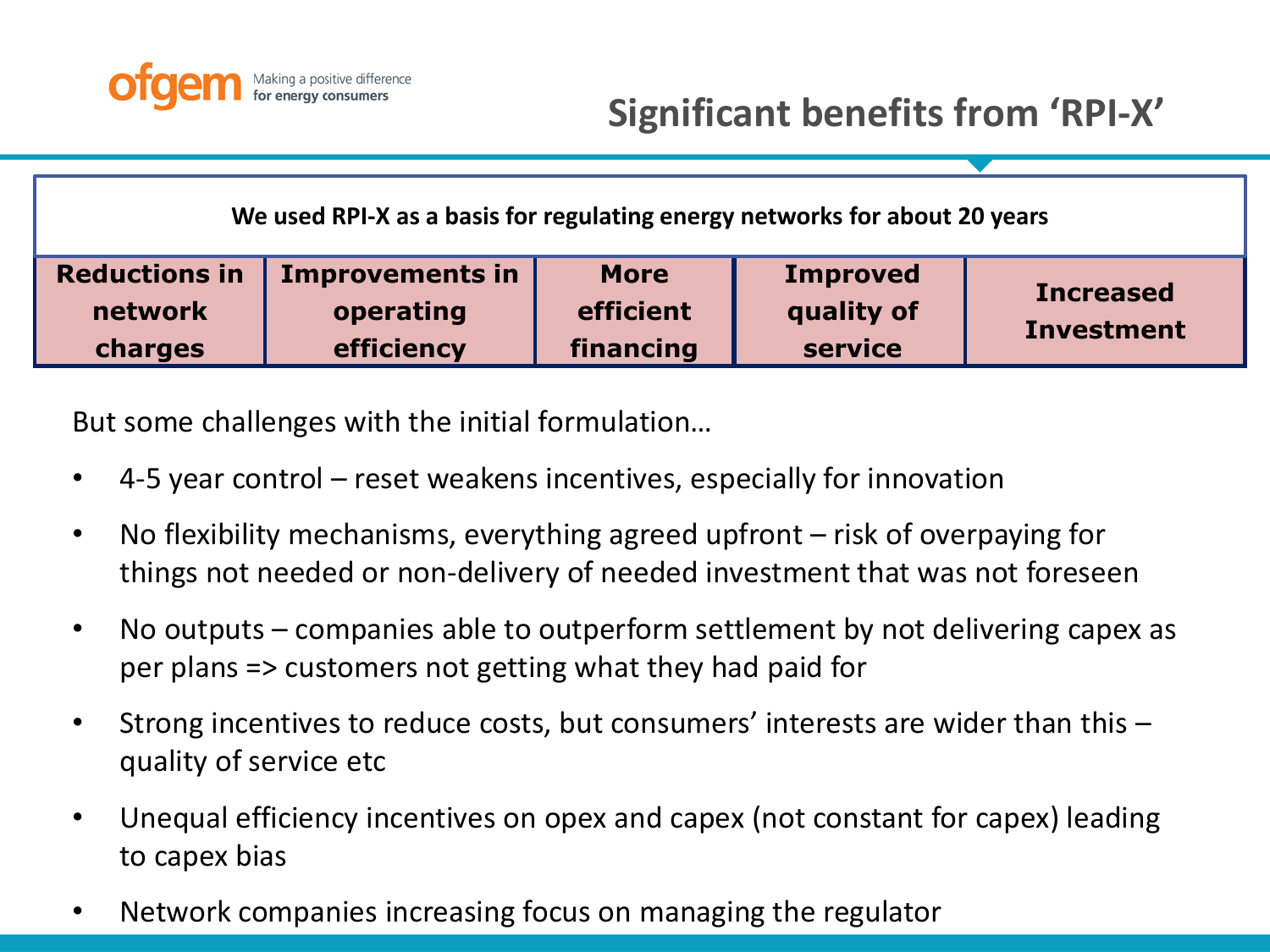# Significant benefits from 'RPI-X'

| We used RPI-X as a basis for regulating energy networks for about 20 years | | | | |
|---|---|---|---|---|
| **Reductions in network charges** | **Improvements in operating efficiency** | **More efficient financing** | **Improved quality of service** | **Increased Investment** |

But some challenges with the initial formulation…

- 4-5 year control – reset weakens incentives, especially for innovation
- No flexibility mechanisms, everything agreed upfront – risk of overpaying for things not needed or non-delivery of needed investment that was not foreseen
- No outputs – companies able to outperform settlement by not delivering capex as per plans => customers not getting what they had paid for
- Strong incentives to reduce costs, but consumers' interests are wider than this – quality of service etc
- Unequal efficiency incentives on opex and capex (not constant for capex) leading to capex bias
- Network companies increasing focus on managing the regulator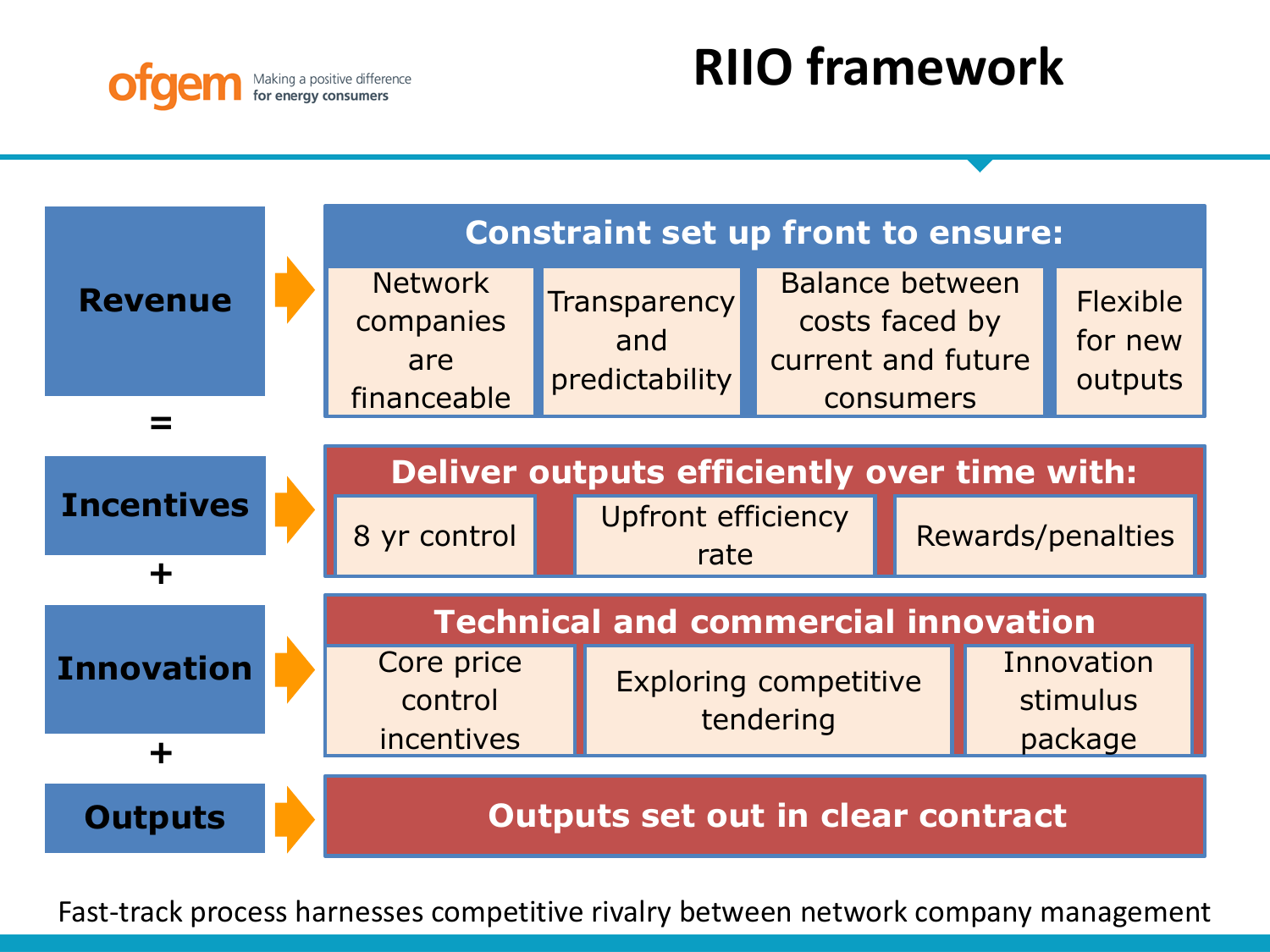# RIIO framework

ofgem — Making a positive difference for energy consumers

**Revenue** = **Incentives** + **Innovation** + **Outputs**

## Revenue → Constraint set up front to ensure:

- Network companies are financeable
- Transparency and predictability
- Balance between costs faced by current and future consumers
- Flexible for new outputs

## Incentives → Deliver outputs efficiently over time with:

- 8 yr control
- Upfront efficiency rate
- Rewards/penalties

## Innovation → Technical and commercial innovation

- Core price control incentives
- Exploring competitive tendering
- Innovation stimulus package

## Outputs → Outputs set out in clear contract

Fast-track process harnesses competitive rivalry between network company management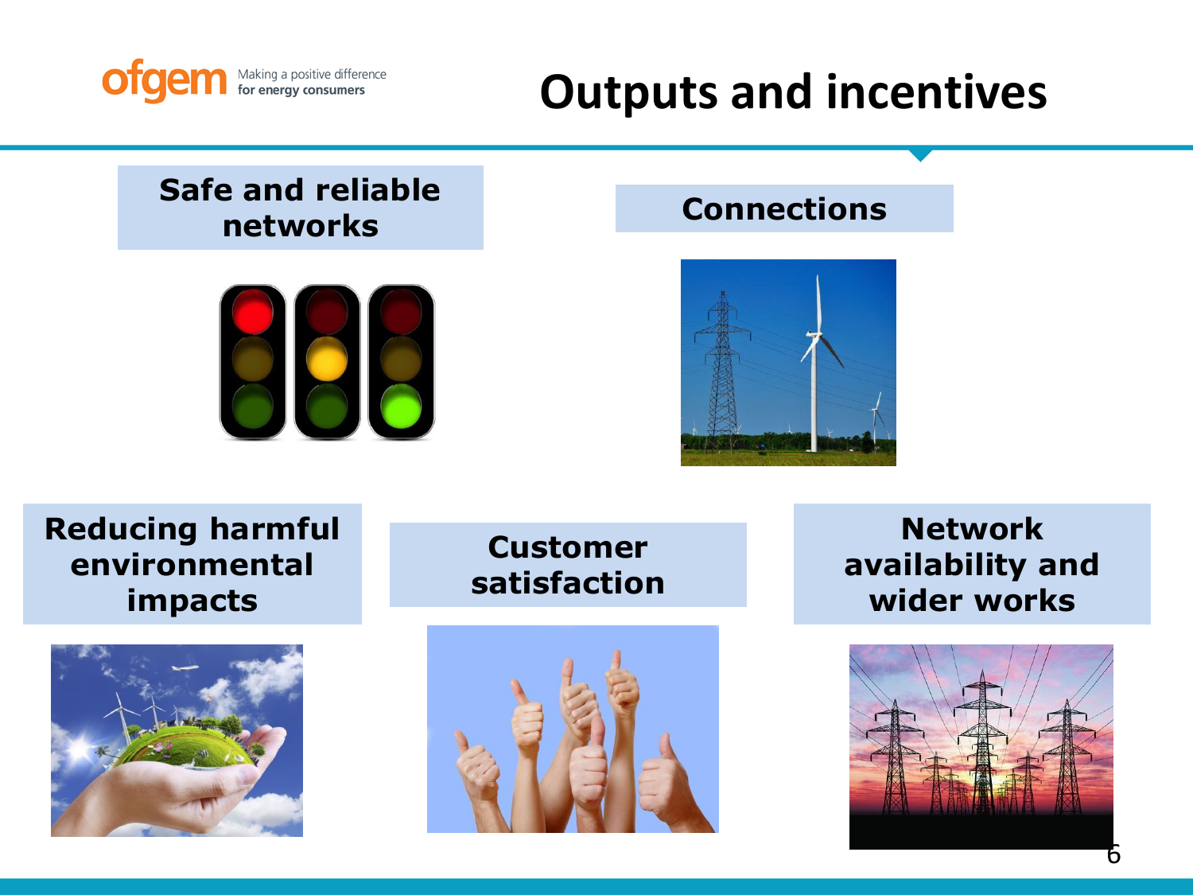# Outputs and incentives

**Safe and reliable networks**

**Connections**

**Reducing harmful environmental impacts**

**Customer satisfaction**

**Network availability and wider works**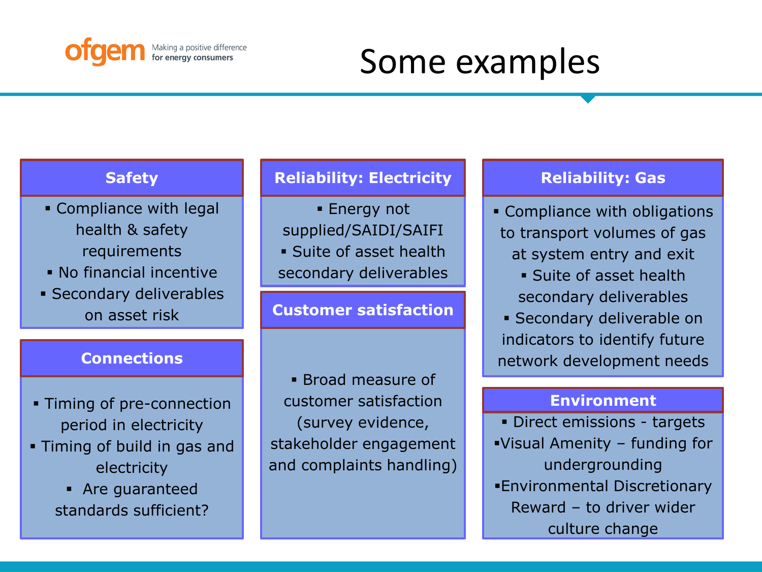# Some examples

### Safety

- Compliance with legal health & safety requirements
- No financial incentive
- Secondary deliverables on asset risk

### Connections

- Timing of pre-connection period in electricity
- Timing of build in gas and electricity
- Are guaranteed standards sufficient?

### Reliability: Electricity

- Energy not supplied/SAIDI/SAIFI
- Suite of asset health secondary deliverables

### Customer satisfaction

- Broad measure of customer satisfaction (survey evidence, stakeholder engagement and complaints handling)

### Reliability: Gas

- Compliance with obligations to transport volumes of gas at system entry and exit
- Suite of asset health secondary deliverables
- Secondary deliverable on indicators to identify future network development needs

### Environment

- Direct emissions - targets
- Visual Amenity – funding for undergrounding
- Environmental Discretionary Reward – to driver wider culture change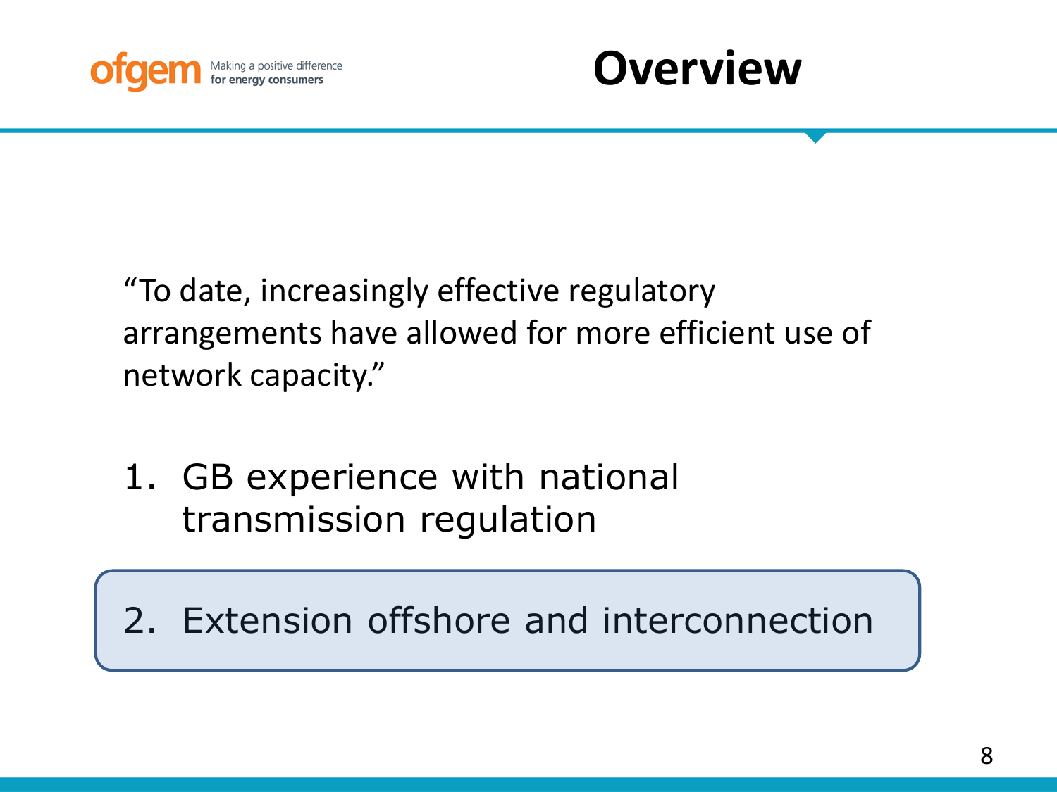# Overview

"To date, increasingly effective regulatory arrangements have allowed for more efficient use of network capacity."

1. GB experience with national transmission regulation
2. Extension offshore and interconnection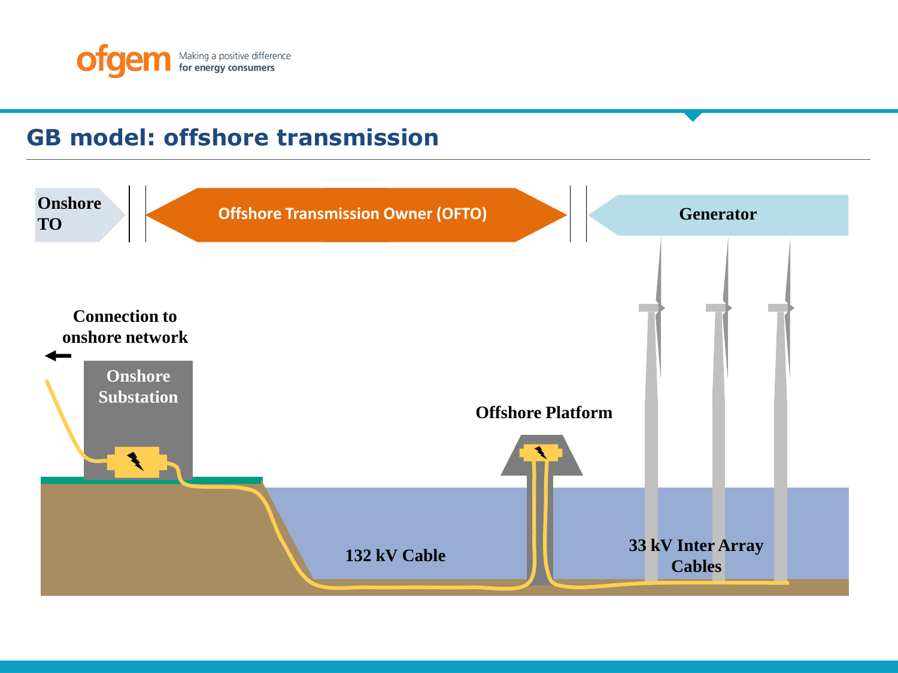# GB model: offshore transmission

Onshore TO

Offshore Transmission Owner (OFTO)

Generator

Connection to onshore network

Onshore Substation

Offshore Platform

132 kV Cable

33 kV Inter Array Cables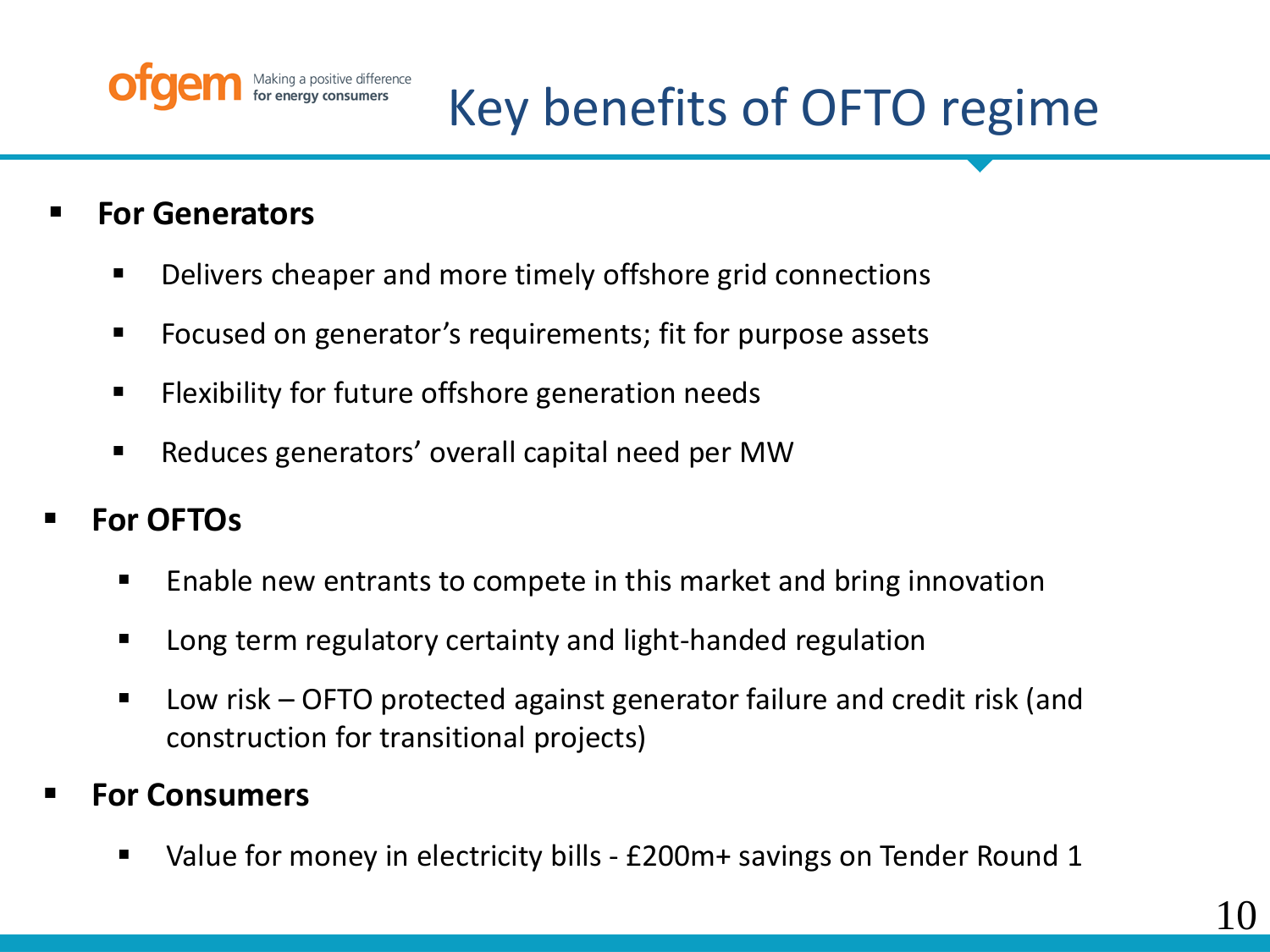# Key benefits of OFTO regime

- **For Generators**
  - Delivers cheaper and more timely offshore grid connections
  - Focused on generator's requirements; fit for purpose assets
  - Flexibility for future offshore generation needs
  - Reduces generators' overall capital need per MW
- **For OFTOs**
  - Enable new entrants to compete in this market and bring innovation
  - Long term regulatory certainty and light-handed regulation
  - Low risk – OFTO protected against generator failure and credit risk (and construction for transitional projects)
- **For Consumers**
  - Value for money in electricity bills - £200m+ savings on Tender Round 1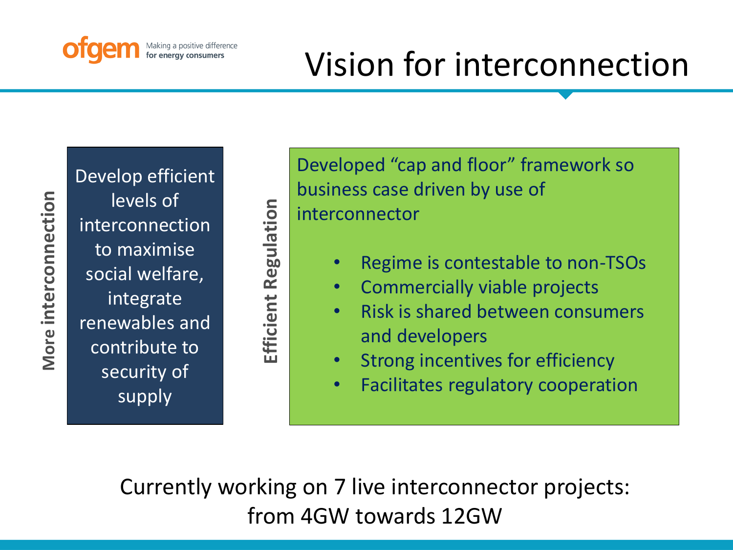# Vision for interconnection

**More interconnection**

Develop efficient levels of interconnection to maximise social welfare, integrate renewables and contribute to security of supply

**Efficient Regulation**

Developed "cap and floor" framework so business case driven by use of interconnector

- Regime is contestable to non-TSOs
- Commercially viable projects
- Risk is shared between consumers and developers
- Strong incentives for efficiency
- Facilitates regulatory cooperation

Currently working on 7 live interconnector projects: from 4GW towards 12GW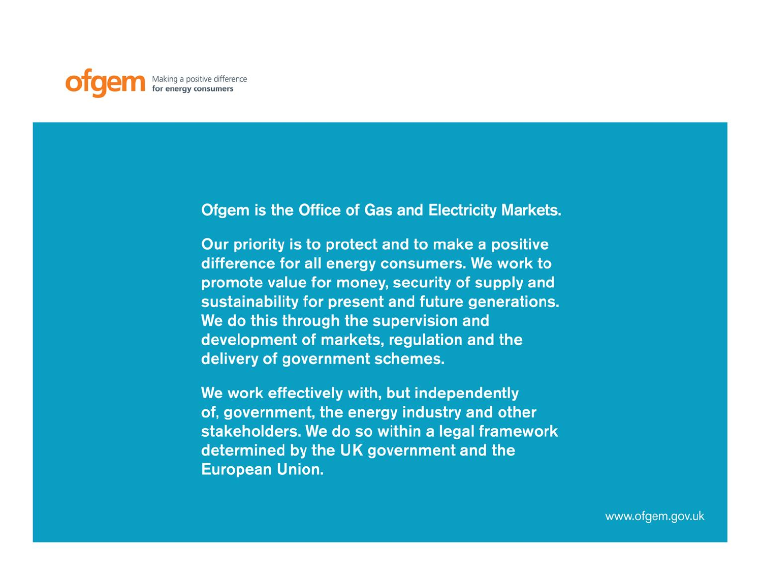ofgem Making a positive difference for energy consumers

Ofgem is the Office of Gas and Electricity Markets.

Our priority is to protect and to make a positive difference for all energy consumers. We work to promote value for money, security of supply and sustainability for present and future generations. We do this through the supervision and development of markets, regulation and the delivery of government schemes.

We work effectively with, but independently of, government, the energy industry and other stakeholders. We do so within a legal framework determined by the UK government and the European Union.

www.ofgem.gov.uk